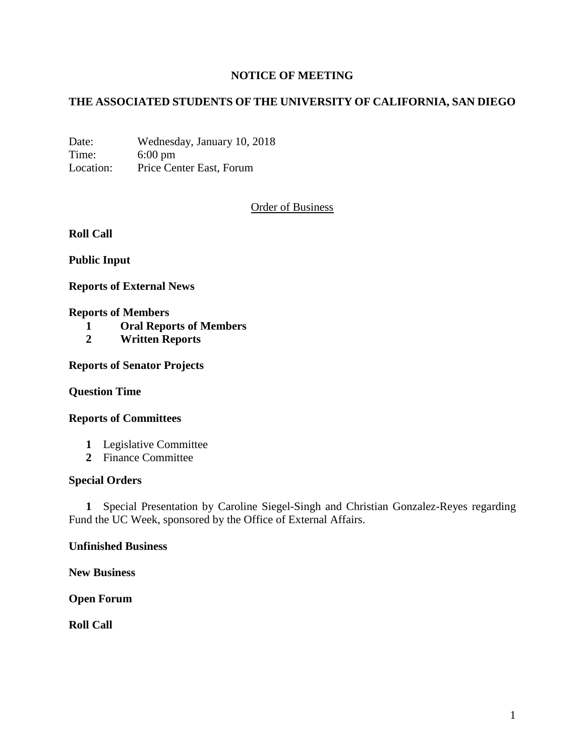# NOTICE OF MEETING

## THE ASSOCIATED STUDENTS OF THE UNIVERSITY OF CALIFORNIA, SAN DIEGO

Date: Wednesday, January 10, 2018
Time: 6:00 pm
Location: Price Center East, Forum

Order of Business

**Roll Call**

**Public Input**

**Reports of External News**

**Reports of Members**

1. **Oral Reports of Members**
2. **Written Reports**

**Reports of Senator Projects**

**Question Time**

**Reports of Committees**

1. Legislative Committee
2. Finance Committee

**Special Orders**

**1** Special Presentation by Caroline Siegel-Singh and Christian Gonzalez-Reyes regarding Fund the UC Week, sponsored by the Office of External Affairs.

**Unfinished Business**

**New Business**

**Open Forum**

**Roll Call**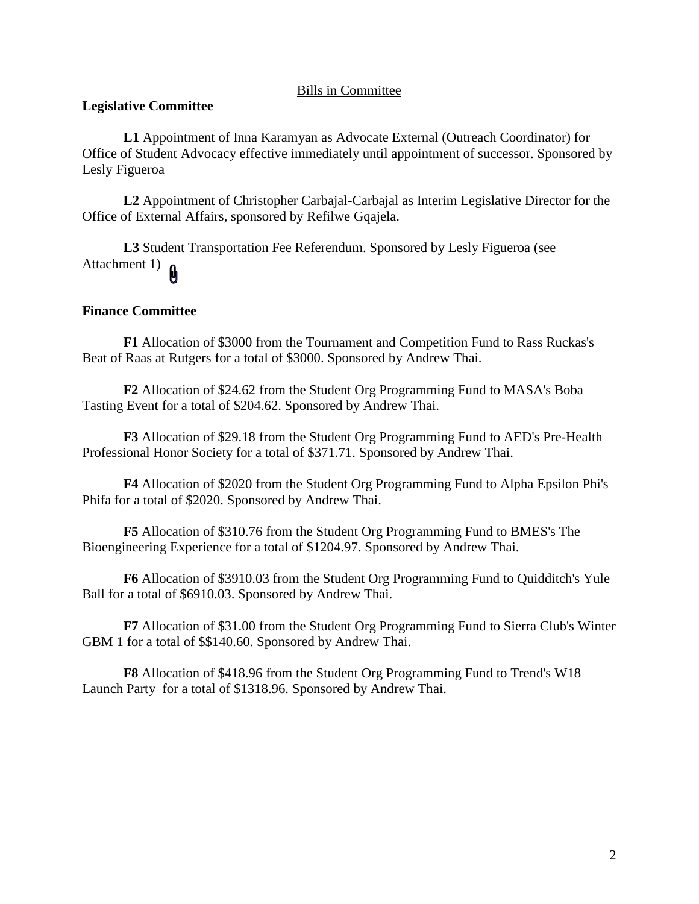Bills in Committee

**Legislative Committee**

**L1** Appointment of Inna Karamyan as Advocate External (Outreach Coordinator) for Office of Student Advocacy effective immediately until appointment of successor. Sponsored by Lesly Figueroa

**L2** Appointment of Christopher Carbajal-Carbajal as Interim Legislative Director for the Office of External Affairs, sponsored by Refilwe Gqajela.

**L3** Student Transportation Fee Referendum. Sponsored by Lesly Figueroa (see Attachment 1)

**Finance Committee**

**F1** Allocation of $3000 from the Tournament and Competition Fund to Rass Ruckas's Beat of Raas at Rutgers for a total of $3000. Sponsored by Andrew Thai.

**F2** Allocation of $24.62 from the Student Org Programming Fund to MASA's Boba Tasting Event for a total of $204.62. Sponsored by Andrew Thai.

**F3** Allocation of $29.18 from the Student Org Programming Fund to AED's Pre-Health Professional Honor Society for a total of $371.71. Sponsored by Andrew Thai.

**F4** Allocation of $2020 from the Student Org Programming Fund to Alpha Epsilon Phi's Phifa for a total of $2020. Sponsored by Andrew Thai.

**F5** Allocation of $310.76 from the Student Org Programming Fund to BMES's The Bioengineering Experience for a total of $1204.97. Sponsored by Andrew Thai.

**F6** Allocation of $3910.03 from the Student Org Programming Fund to Quidditch's Yule Ball for a total of $6910.03. Sponsored by Andrew Thai.

**F7** Allocation of $31.00 from the Student Org Programming Fund to Sierra Club's Winter GBM 1 for a total of $$140.60. Sponsored by Andrew Thai.

**F8** Allocation of $418.96 from the Student Org Programming Fund to Trend's W18 Launch Party for a total of $1318.96. Sponsored by Andrew Thai.